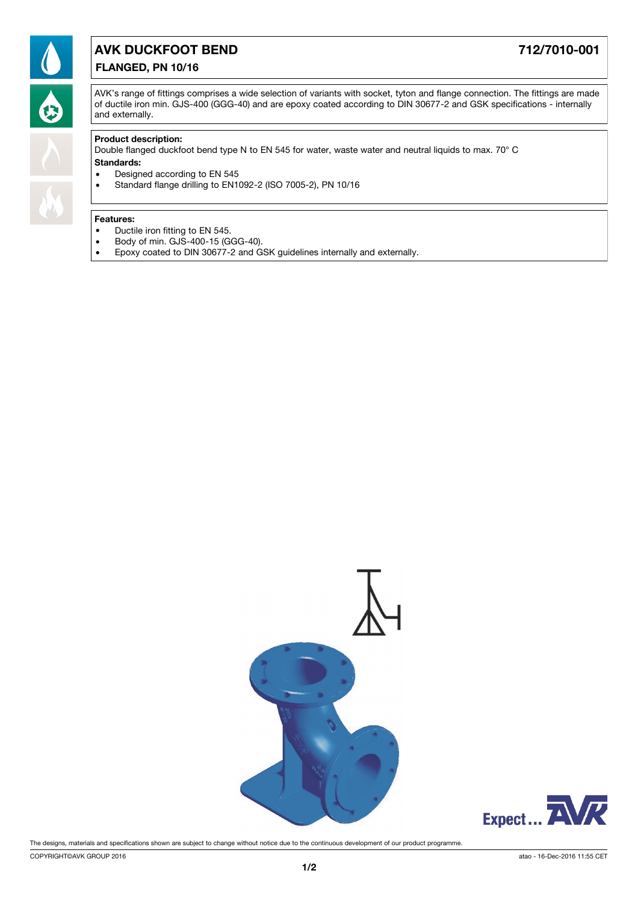# AVK DUCKFOOT BEND

**712/7010-001**

## FLANGED, PN 10/16

AVK's range of fittings comprises a wide selection of variants with socket, tyton and flange connection. The fittings are made of ductile iron min. GJS-400 (GGG-40) and are epoxy coated according to DIN 30677-2 and GSK specifications - internally and externally.

**Product description:**

Double flanged duckfoot bend type N to EN 545 for water, waste water and neutral liquids to max. 70° C

**Standards:**

- Designed according to EN 545
- Standard flange drilling to EN1092-2 (ISO 7005-2), PN 10/16

**Features:**

- Ductile iron fitting to EN 545.
- Body of min. GJS-400-15 (GGG-40).
- Epoxy coated to DIN 30677-2 and GSK guidelines internally and externally.

The designs, materials and specifications shown are subject to change without notice due to the continuous development of our product programme.

COPYRIGHT©AVK GROUP 2016

atao - 16-Dec-2016 11:55 CET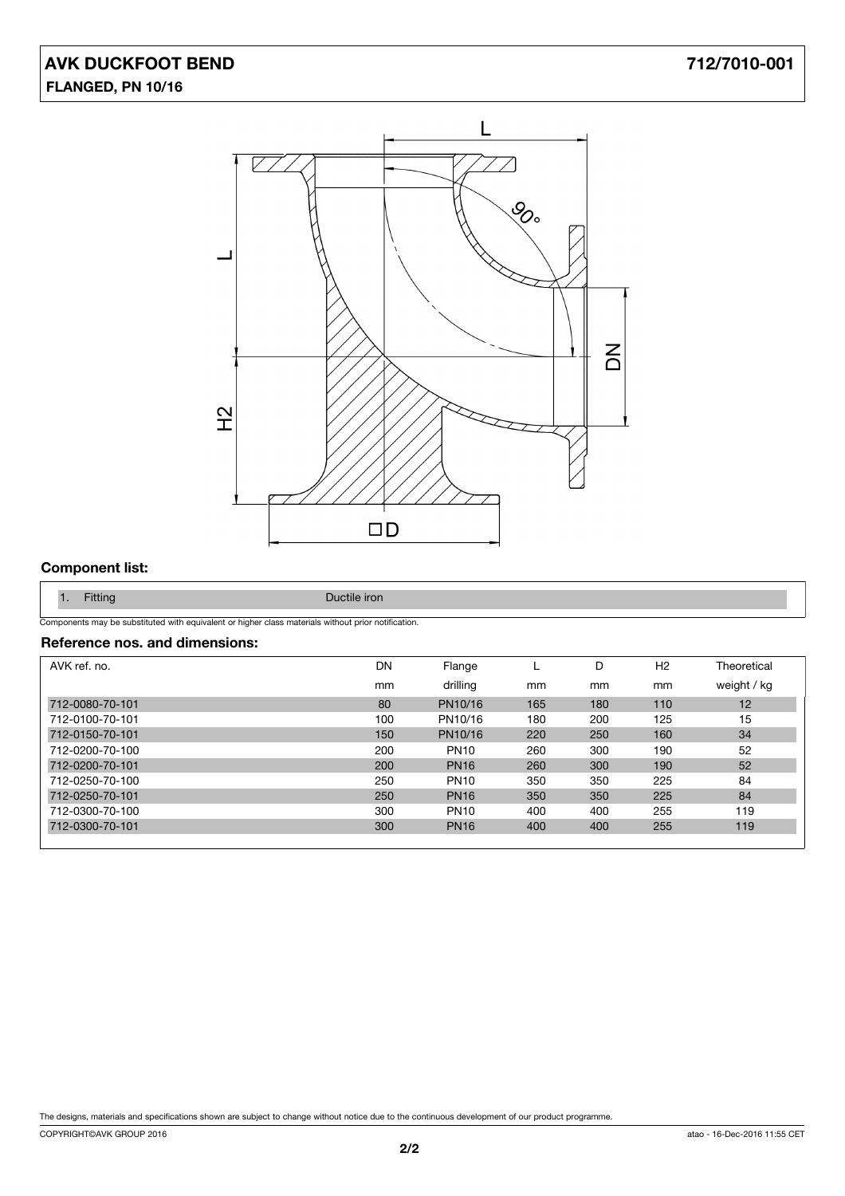# AVK DUCKFOOT BEND

## FLANGED, PN 10/16

712/7010-001

L

90°

L

DN

H2

□D

### Component list:

| | | |
|---|---|---|
| 1. | Fitting | Ductile iron |

Components may be substituted with equivalent or higher class materials without prior notification.

### Reference nos. and dimensions:

| AVK ref. no. | DN mm | Flange drilling | L mm | D mm | H2 mm | Theoretical weight / kg |
|---|---|---|---|---|---|---|
| 712-0080-70-101 | 80 | PN10/16 | 165 | 180 | 110 | 12 |
| 712-0100-70-101 | 100 | PN10/16 | 180 | 200 | 125 | 15 |
| 712-0150-70-101 | 150 | PN10/16 | 220 | 250 | 160 | 34 |
| 712-0200-70-100 | 200 | PN10 | 260 | 300 | 190 | 52 |
| 712-0200-70-101 | 200 | PN16 | 260 | 300 | 190 | 52 |
| 712-0250-70-100 | 250 | PN10 | 350 | 350 | 225 | 84 |
| 712-0250-70-101 | 250 | PN16 | 350 | 350 | 225 | 84 |
| 712-0300-70-100 | 300 | PN10 | 400 | 400 | 255 | 119 |
| 712-0300-70-101 | 300 | PN16 | 400 | 400 | 255 | 119 |

The designs, materials and specifications shown are subject to change without notice due to the continuous development of our product programme.

COPYRIGHT©AVK GROUP 2016

atao - 16-Dec-2016 11:55 CET